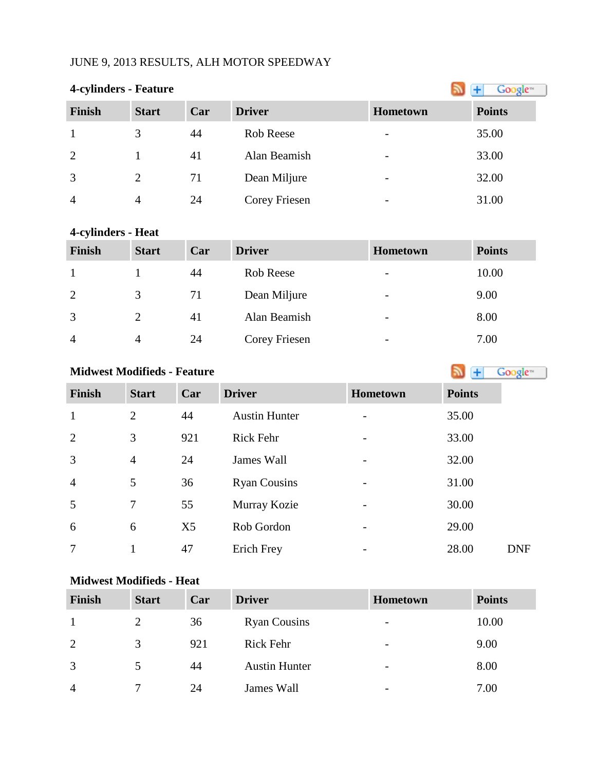JUNE 9, 2013 RESULTS, ALH MOTOR SPEEDWAY

### 4-cylinders - Feature

| Finish | Start | Car | Driver | Hometown | Points |
|---|---|---|---|---|---|
| 1 | 3 | 44 | Rob Reese | - | 35.00 |
| 2 | 1 | 41 | Alan Beamish | - | 33.00 |
| 3 | 2 | 71 | Dean Miljure | - | 32.00 |
| 4 | 4 | 24 | Corey Friesen | - | 31.00 |

### 4-cylinders - Heat

| Finish | Start | Car | Driver | Hometown | Points |
|---|---|---|---|---|---|
| 1 | 1 | 44 | Rob Reese | - | 10.00 |
| 2 | 3 | 71 | Dean Miljure | - | 9.00 |
| 3 | 2 | 41 | Alan Beamish | - | 8.00 |
| 4 | 4 | 24 | Corey Friesen | - | 7.00 |

### Midwest Modifieds - Feature

| Finish | Start | Car | Driver | Hometown | Points | |
|---|---|---|---|---|---|---|
| 1 | 2 | 44 | Austin Hunter | - | 35.00 | |
| 2 | 3 | 921 | Rick Fehr | - | 33.00 | |
| 3 | 4 | 24 | James Wall | - | 32.00 | |
| 4 | 5 | 36 | Ryan Cousins | - | 31.00 | |
| 5 | 7 | 55 | Murray Kozie | - | 30.00 | |
| 6 | 6 | X5 | Rob Gordon | - | 29.00 | |
| 7 | 1 | 47 | Erich Frey | - | 28.00 | DNF |

### Midwest Modifieds - Heat

| Finish | Start | Car | Driver | Hometown | Points |
|---|---|---|---|---|---|
| 1 | 2 | 36 | Ryan Cousins | - | 10.00 |
| 2 | 3 | 921 | Rick Fehr | - | 9.00 |
| 3 | 5 | 44 | Austin Hunter | - | 8.00 |
| 4 | 7 | 24 | James Wall | - | 7.00 |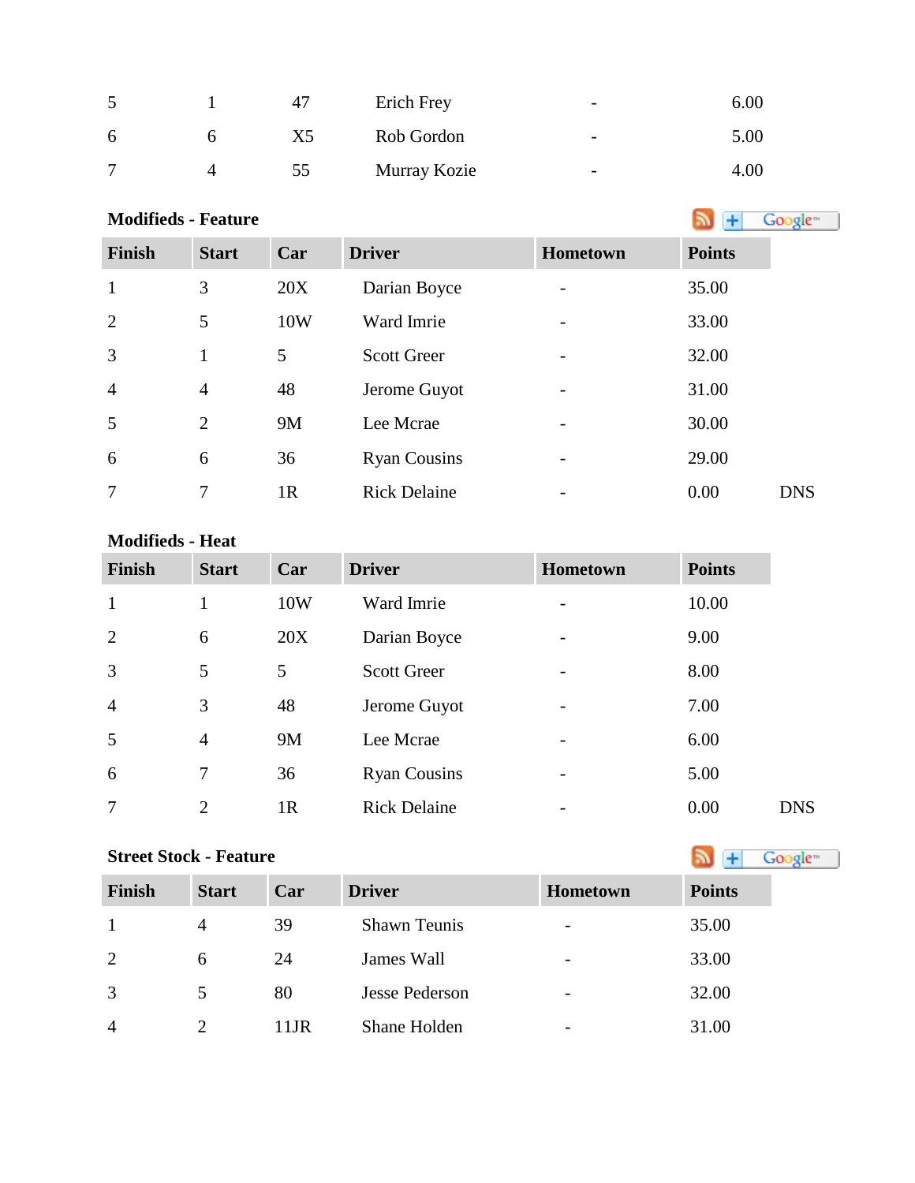| | | | | | | |
|---|---|---|---|---|---|---|
| 5 | 1 | 47 | Erich Frey | - | 6.00 | |
| 6 | 6 | X5 | Rob Gordon | - | 5.00 | |
| 7 | 4 | 55 | Murray Kozie | - | 4.00 | |

**Modifieds - Feature**

| Finish | Start | Car | Driver | Hometown | Points | |
|---|---|---|---|---|---|---|
| 1 | 3 | 20X | Darian Boyce | - | 35.00 | |
| 2 | 5 | 10W | Ward Imrie | - | 33.00 | |
| 3 | 1 | 5 | Scott Greer | - | 32.00 | |
| 4 | 4 | 48 | Jerome Guyot | - | 31.00 | |
| 5 | 2 | 9M | Lee Mcrae | - | 30.00 | |
| 6 | 6 | 36 | Ryan Cousins | - | 29.00 | |
| 7 | 7 | 1R | Rick Delaine | - | 0.00 | DNS |

**Modifieds - Heat**

| Finish | Start | Car | Driver | Hometown | Points | |
|---|---|---|---|---|---|---|
| 1 | 1 | 10W | Ward Imrie | - | 10.00 | |
| 2 | 6 | 20X | Darian Boyce | - | 9.00 | |
| 3 | 5 | 5 | Scott Greer | - | 8.00 | |
| 4 | 3 | 48 | Jerome Guyot | - | 7.00 | |
| 5 | 4 | 9M | Lee Mcrae | - | 6.00 | |
| 6 | 7 | 36 | Ryan Cousins | - | 5.00 | |
| 7 | 2 | 1R | Rick Delaine | - | 0.00 | DNS |

**Street Stock - Feature**

| Finish | Start | Car | Driver | Hometown | Points |
|---|---|---|---|---|---|
| 1 | 4 | 39 | Shawn Teunis | - | 35.00 |
| 2 | 6 | 24 | James Wall | - | 33.00 |
| 3 | 5 | 80 | Jesse Pederson | - | 32.00 |
| 4 | 2 | 11JR | Shane Holden | - | 31.00 |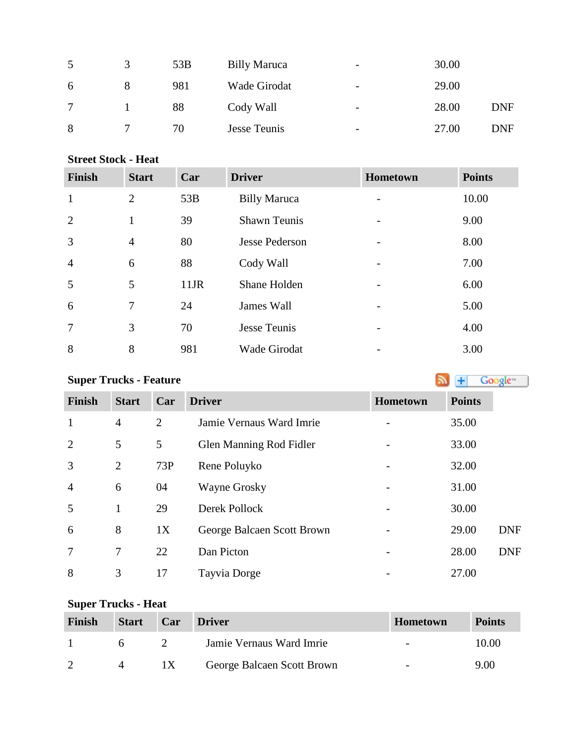| 5 | 3 | 53B | Billy Maruca | - | 30.00 | |
|---|---|---|---|---|---|---|
| 6 | 8 | 981 | Wade Girodat | - | 29.00 | |
| 7 | 1 | 88 | Cody Wall | - | 28.00 | DNF |
| 8 | 7 | 70 | Jesse Teunis | - | 27.00 | DNF |

**Street Stock - Heat**

| Finish | Start | Car | Driver | Hometown | Points |
|---|---|---|---|---|---|
| 1 | 2 | 53B | Billy Maruca | - | 10.00 |
| 2 | 1 | 39 | Shawn Teunis | - | 9.00 |
| 3 | 4 | 80 | Jesse Pederson | - | 8.00 |
| 4 | 6 | 88 | Cody Wall | - | 7.00 |
| 5 | 5 | 11JR | Shane Holden | - | 6.00 |
| 6 | 7 | 24 | James Wall | - | 5.00 |
| 7 | 3 | 70 | Jesse Teunis | - | 4.00 |
| 8 | 8 | 981 | Wade Girodat | - | 3.00 |

**Super Trucks - Feature**

| Finish | Start | Car | Driver | Hometown | Points | |
|---|---|---|---|---|---|---|
| 1 | 4 | 2 | Jamie Vernaus Ward Imrie | - | 35.00 | |
| 2 | 5 | 5 | Glen Manning Rod Fidler | - | 33.00 | |
| 3 | 2 | 73P | Rene Poluyko | - | 32.00 | |
| 4 | 6 | 04 | Wayne Grosky | - | 31.00 | |
| 5 | 1 | 29 | Derek Pollock | - | 30.00 | |
| 6 | 8 | 1X | George Balcaen Scott Brown | - | 29.00 | DNF |
| 7 | 7 | 22 | Dan Picton | - | 28.00 | DNF |
| 8 | 3 | 17 | Tayvia Dorge | - | 27.00 | |

**Super Trucks - Heat**

| Finish | Start | Car | Driver | Hometown | Points |
|---|---|---|---|---|---|
| 1 | 6 | 2 | Jamie Vernaus Ward Imrie | - | 10.00 |
| 2 | 4 | 1X | George Balcaen Scott Brown | - | 9.00 |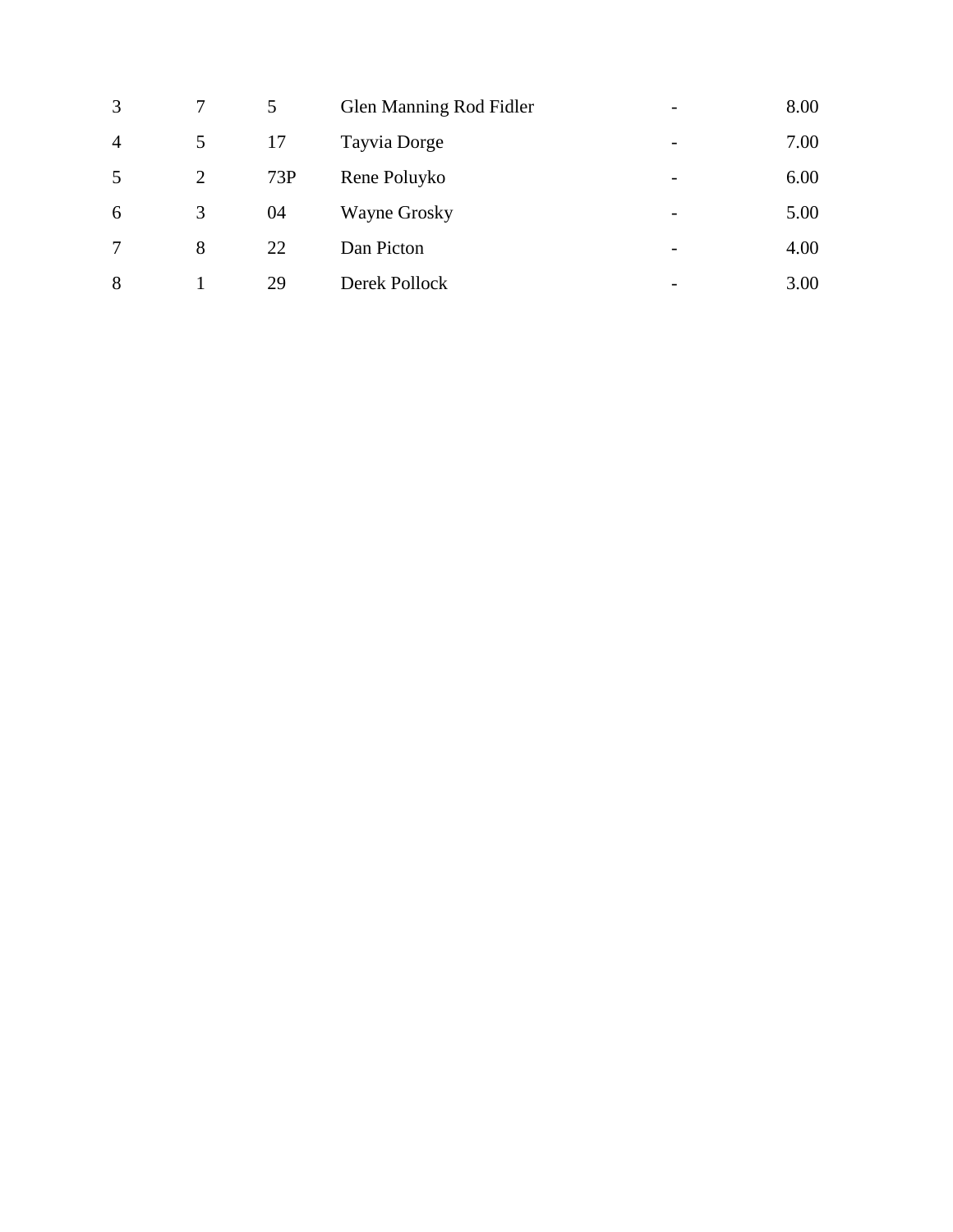| | | | | | |
|---|---|---|---|---|---|
| 3 | 7 | 5 | Glen Manning Rod Fidler | - | 8.00 |
| 4 | 5 | 17 | Tayvia Dorge | - | 7.00 |
| 5 | 2 | 73P | Rene Poluyko | - | 6.00 |
| 6 | 3 | 04 | Wayne Grosky | - | 5.00 |
| 7 | 8 | 22 | Dan Picton | - | 4.00 |
| 8 | 1 | 29 | Derek Pollock | - | 3.00 |